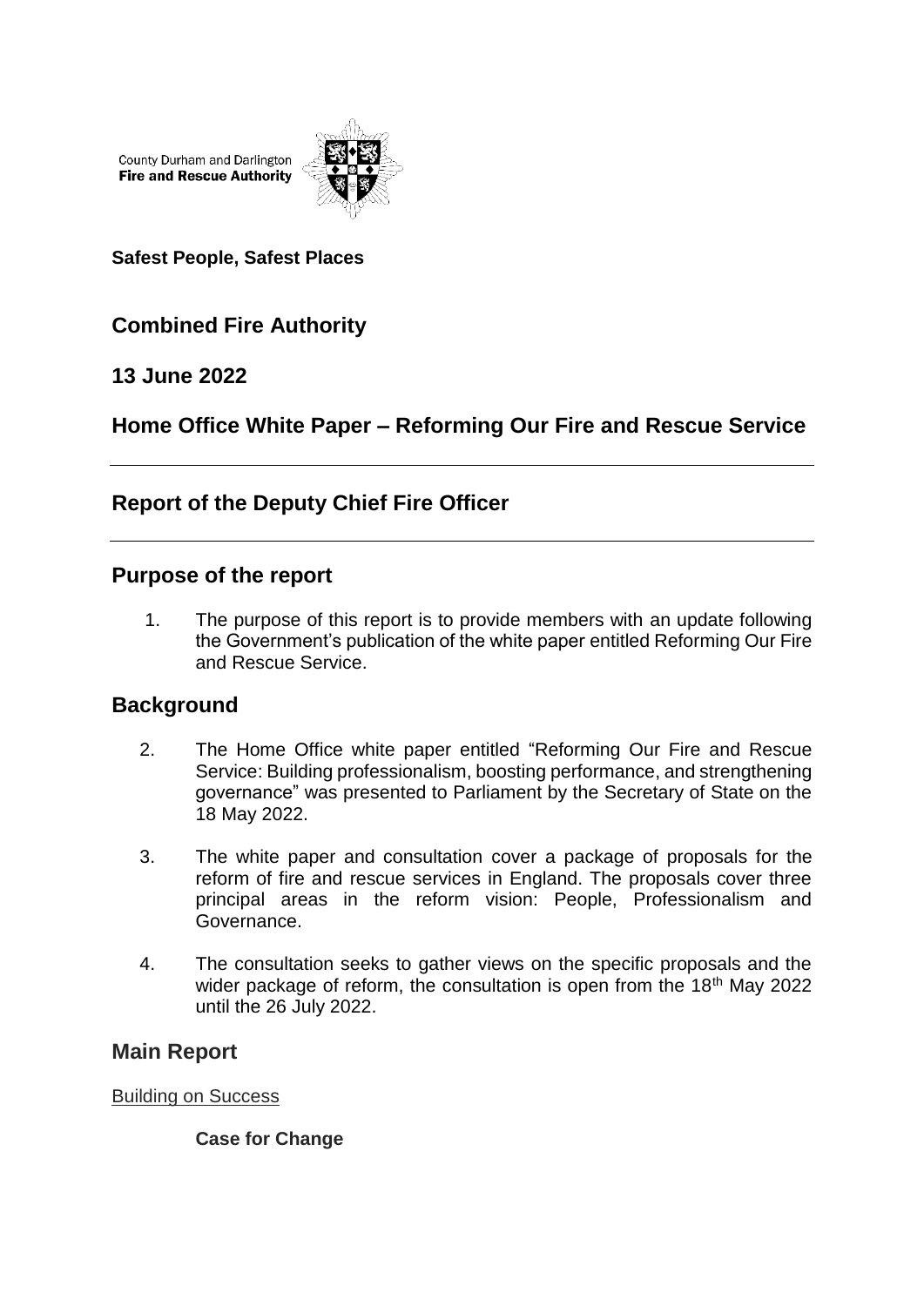County Durham and Darlington
**Fire and Rescue Authority**

**Safest People, Safest Places**

## Combined Fire Authority

## 13 June 2022

## Home Office White Paper – Reforming Our Fire and Rescue Service

---

## Report of the Deputy Chief Fire Officer

---

## Purpose of the report

1. The purpose of this report is to provide members with an update following the Government's publication of the white paper entitled Reforming Our Fire and Rescue Service.

## Background

2. The Home Office white paper entitled "Reforming Our Fire and Rescue Service: Building professionalism, boosting performance, and strengthening governance" was presented to Parliament by the Secretary of State on the 18 May 2022.

3. The white paper and consultation cover a package of proposals for the reform of fire and rescue services in England. The proposals cover three principal areas in the reform vision: People, Professionalism and Governance.

4. The consultation seeks to gather views on the specific proposals and the wider package of reform, the consultation is open from the 18th May 2022 until the 26 July 2022.

## Main Report

Building on Success

**Case for Change**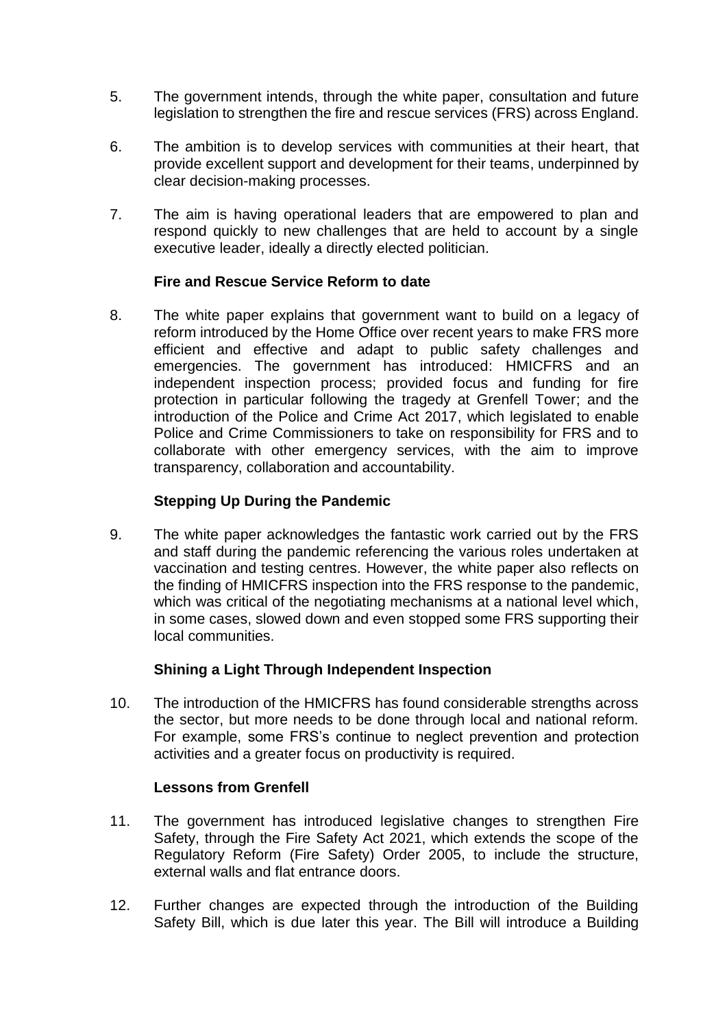5. The government intends, through the white paper, consultation and future legislation to strengthen the fire and rescue services (FRS) across England.

6. The ambition is to develop services with communities at their heart, that provide excellent support and development for their teams, underpinned by clear decision-making processes.

7. The aim is having operational leaders that are empowered to plan and respond quickly to new challenges that are held to account by a single executive leader, ideally a directly elected politician.

**Fire and Rescue Service Reform to date**

8. The white paper explains that government want to build on a legacy of reform introduced by the Home Office over recent years to make FRS more efficient and effective and adapt to public safety challenges and emergencies. The government has introduced: HMICFRS and an independent inspection process; provided focus and funding for fire protection in particular following the tragedy at Grenfell Tower; and the introduction of the Police and Crime Act 2017, which legislated to enable Police and Crime Commissioners to take on responsibility for FRS and to collaborate with other emergency services, with the aim to improve transparency, collaboration and accountability.

**Stepping Up During the Pandemic**

9. The white paper acknowledges the fantastic work carried out by the FRS and staff during the pandemic referencing the various roles undertaken at vaccination and testing centres. However, the white paper also reflects on the finding of HMICFRS inspection into the FRS response to the pandemic, which was critical of the negotiating mechanisms at a national level which, in some cases, slowed down and even stopped some FRS supporting their local communities.

**Shining a Light Through Independent Inspection**

10. The introduction of the HMICFRS has found considerable strengths across the sector, but more needs to be done through local and national reform. For example, some FRS's continue to neglect prevention and protection activities and a greater focus on productivity is required.

**Lessons from Grenfell**

11. The government has introduced legislative changes to strengthen Fire Safety, through the Fire Safety Act 2021, which extends the scope of the Regulatory Reform (Fire Safety) Order 2005, to include the structure, external walls and flat entrance doors.

12. Further changes are expected through the introduction of the Building Safety Bill, which is due later this year. The Bill will introduce a Building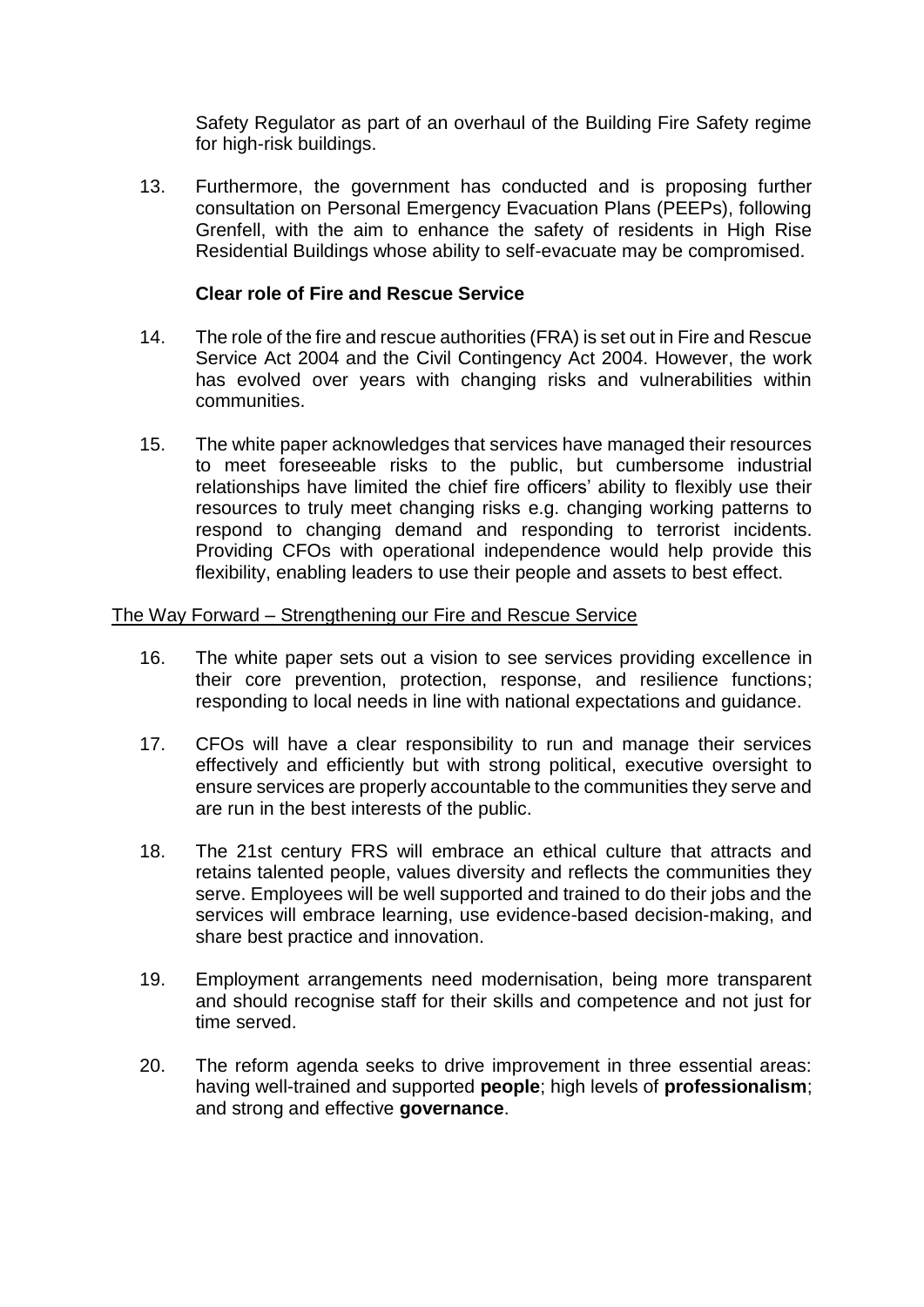Safety Regulator as part of an overhaul of the Building Fire Safety regime for high-risk buildings.

13. Furthermore, the government has conducted and is proposing further consultation on Personal Emergency Evacuation Plans (PEEPs), following Grenfell, with the aim to enhance the safety of residents in High Rise Residential Buildings whose ability to self-evacuate may be compromised.

**Clear role of Fire and Rescue Service**

14. The role of the fire and rescue authorities (FRA) is set out in Fire and Rescue Service Act 2004 and the Civil Contingency Act 2004. However, the work has evolved over years with changing risks and vulnerabilities within communities.

15. The white paper acknowledges that services have managed their resources to meet foreseeable risks to the public, but cumbersome industrial relationships have limited the chief fire officers' ability to flexibly use their resources to truly meet changing risks e.g. changing working patterns to respond to changing demand and responding to terrorist incidents. Providing CFOs with operational independence would help provide this flexibility, enabling leaders to use their people and assets to best effect.

<u>The Way Forward – Strengthening our Fire and Rescue Service</u>

16. The white paper sets out a vision to see services providing excellence in their core prevention, protection, response, and resilience functions; responding to local needs in line with national expectations and guidance.

17. CFOs will have a clear responsibility to run and manage their services effectively and efficiently but with strong political, executive oversight to ensure services are properly accountable to the communities they serve and are run in the best interests of the public.

18. The 21st century FRS will embrace an ethical culture that attracts and retains talented people, values diversity and reflects the communities they serve. Employees will be well supported and trained to do their jobs and the services will embrace learning, use evidence-based decision-making, and share best practice and innovation.

19. Employment arrangements need modernisation, being more transparent and should recognise staff for their skills and competence and not just for time served.

20. The reform agenda seeks to drive improvement in three essential areas: having well-trained and supported **people**; high levels of **professionalism**; and strong and effective **governance**.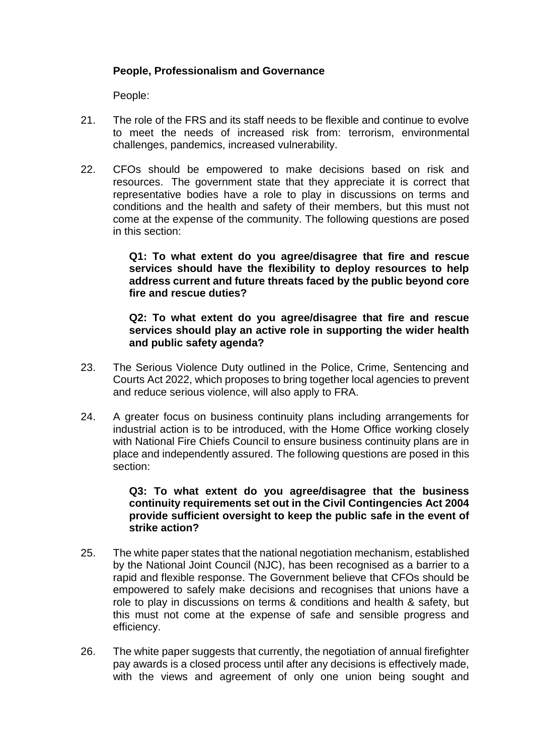**People, Professionalism and Governance**

People:

21. The role of the FRS and its staff needs to be flexible and continue to evolve to meet the needs of increased risk from: terrorism, environmental challenges, pandemics, increased vulnerability.

22. CFOs should be empowered to make decisions based on risk and resources. The government state that they appreciate it is correct that representative bodies have a role to play in discussions on terms and conditions and the health and safety of their members, but this must not come at the expense of the community. The following questions are posed in this section:

    **Q1: To what extent do you agree/disagree that fire and rescue services should have the flexibility to deploy resources to help address current and future threats faced by the public beyond core fire and rescue duties?**

    **Q2: To what extent do you agree/disagree that fire and rescue services should play an active role in supporting the wider health and public safety agenda?**

23. The Serious Violence Duty outlined in the Police, Crime, Sentencing and Courts Act 2022, which proposes to bring together local agencies to prevent and reduce serious violence, will also apply to FRA.

24. A greater focus on business continuity plans including arrangements for industrial action is to be introduced, with the Home Office working closely with National Fire Chiefs Council to ensure business continuity plans are in place and independently assured. The following questions are posed in this section:

    **Q3: To what extent do you agree/disagree that the business continuity requirements set out in the Civil Contingencies Act 2004 provide sufficient oversight to keep the public safe in the event of strike action?**

25. The white paper states that the national negotiation mechanism, established by the National Joint Council (NJC), has been recognised as a barrier to a rapid and flexible response. The Government believe that CFOs should be empowered to safely make decisions and recognises that unions have a role to play in discussions on terms & conditions and health & safety, but this must not come at the expense of safe and sensible progress and efficiency.

26. The white paper suggests that currently, the negotiation of annual firefighter pay awards is a closed process until after any decisions is effectively made, with the views and agreement of only one union being sought and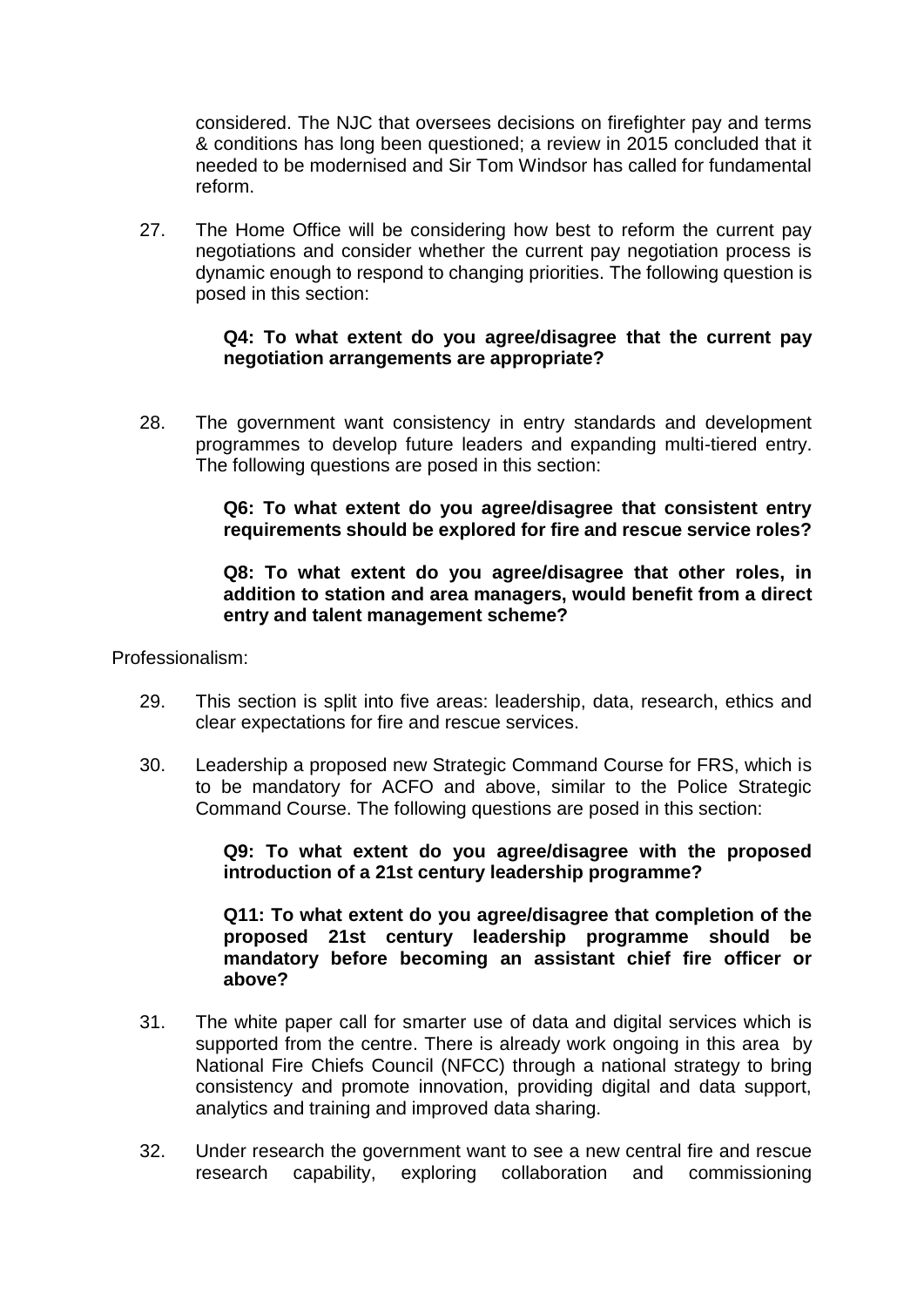considered. The NJC that oversees decisions on firefighter pay and terms & conditions has long been questioned; a review in 2015 concluded that it needed to be modernised and Sir Tom Windsor has called for fundamental reform.

27. The Home Office will be considering how best to reform the current pay negotiations and consider whether the current pay negotiation process is dynamic enough to respond to changing priorities. The following question is posed in this section:

    **Q4: To what extent do you agree/disagree that the current pay negotiation arrangements are appropriate?**

28. The government want consistency in entry standards and development programmes to develop future leaders and expanding multi-tiered entry. The following questions are posed in this section:

    **Q6: To what extent do you agree/disagree that consistent entry requirements should be explored for fire and rescue service roles?**

    **Q8: To what extent do you agree/disagree that other roles, in addition to station and area managers, would benefit from a direct entry and talent management scheme?**

Professionalism:

29. This section is split into five areas: leadership, data, research, ethics and clear expectations for fire and rescue services.

30. Leadership a proposed new Strategic Command Course for FRS, which is to be mandatory for ACFO and above, similar to the Police Strategic Command Course. The following questions are posed in this section:

    **Q9: To what extent do you agree/disagree with the proposed introduction of a 21st century leadership programme?**

    **Q11: To what extent do you agree/disagree that completion of the proposed 21st century leadership programme should be mandatory before becoming an assistant chief fire officer or above?**

31. The white paper call for smarter use of data and digital services which is supported from the centre. There is already work ongoing in this area by National Fire Chiefs Council (NFCC) through a national strategy to bring consistency and promote innovation, providing digital and data support, analytics and training and improved data sharing.

32. Under research the government want to see a new central fire and rescue research capability, exploring collaboration and commissioning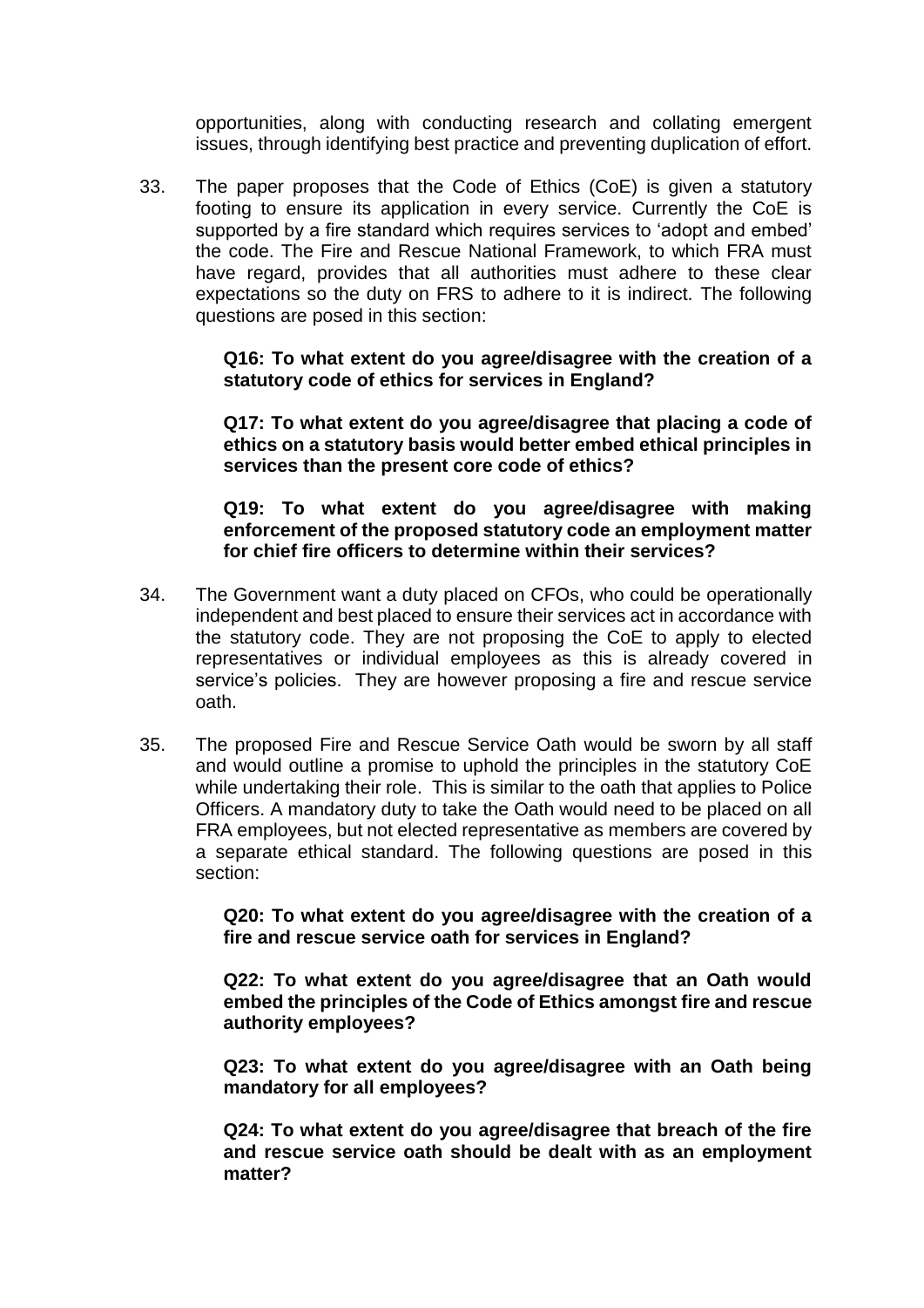opportunities, along with conducting research and collating emergent issues, through identifying best practice and preventing duplication of effort.

33. The paper proposes that the Code of Ethics (CoE) is given a statutory footing to ensure its application in every service. Currently the CoE is supported by a fire standard which requires services to 'adopt and embed' the code. The Fire and Rescue National Framework, to which FRA must have regard, provides that all authorities must adhere to these clear expectations so the duty on FRS to adhere to it is indirect. The following questions are posed in this section:

    **Q16: To what extent do you agree/disagree with the creation of a statutory code of ethics for services in England?**

    **Q17: To what extent do you agree/disagree that placing a code of ethics on a statutory basis would better embed ethical principles in services than the present core code of ethics?**

    **Q19: To what extent do you agree/disagree with making enforcement of the proposed statutory code an employment matter for chief fire officers to determine within their services?**

34. The Government want a duty placed on CFOs, who could be operationally independent and best placed to ensure their services act in accordance with the statutory code. They are not proposing the CoE to apply to elected representatives or individual employees as this is already covered in service's policies. They are however proposing a fire and rescue service oath.

35. The proposed Fire and Rescue Service Oath would be sworn by all staff and would outline a promise to uphold the principles in the statutory CoE while undertaking their role. This is similar to the oath that applies to Police Officers. A mandatory duty to take the Oath would need to be placed on all FRA employees, but not elected representative as members are covered by a separate ethical standard. The following questions are posed in this section:

    **Q20: To what extent do you agree/disagree with the creation of a fire and rescue service oath for services in England?**

    **Q22: To what extent do you agree/disagree that an Oath would embed the principles of the Code of Ethics amongst fire and rescue authority employees?**

    **Q23: To what extent do you agree/disagree with an Oath being mandatory for all employees?**

    **Q24: To what extent do you agree/disagree that breach of the fire and rescue service oath should be dealt with as an employment matter?**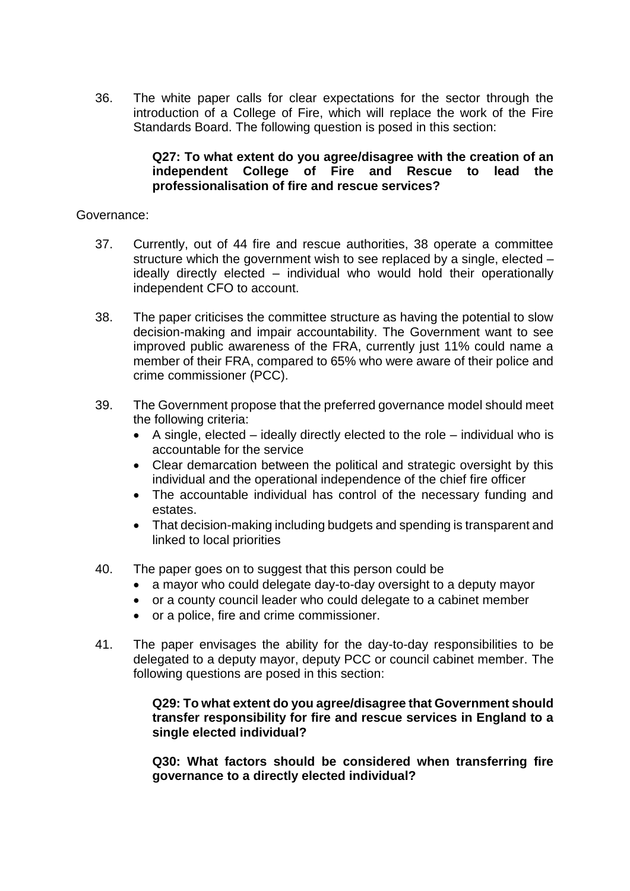36. The white paper calls for clear expectations for the sector through the introduction of a College of Fire, which will replace the work of the Fire Standards Board. The following question is posed in this section:

    **Q27: To what extent do you agree/disagree with the creation of an independent College of Fire and Rescue to lead the professionalisation of fire and rescue services?**

Governance:

37. Currently, out of 44 fire and rescue authorities, 38 operate a committee structure which the government wish to see replaced by a single, elected – ideally directly elected – individual who would hold their operationally independent CFO to account.

38. The paper criticises the committee structure as having the potential to slow decision-making and impair accountability. The Government want to see improved public awareness of the FRA, currently just 11% could name a member of their FRA, compared to 65% who were aware of their police and crime commissioner (PCC).

39. The Government propose that the preferred governance model should meet the following criteria:
    - A single, elected – ideally directly elected to the role – individual who is accountable for the service
    - Clear demarcation between the political and strategic oversight by this individual and the operational independence of the chief fire officer
    - The accountable individual has control of the necessary funding and estates.
    - That decision-making including budgets and spending is transparent and linked to local priorities

40. The paper goes on to suggest that this person could be
    - a mayor who could delegate day-to-day oversight to a deputy mayor
    - or a county council leader who could delegate to a cabinet member
    - or a police, fire and crime commissioner.

41. The paper envisages the ability for the day-to-day responsibilities to be delegated to a deputy mayor, deputy PCC or council cabinet member. The following questions are posed in this section:

    **Q29: To what extent do you agree/disagree that Government should transfer responsibility for fire and rescue services in England to a single elected individual?**

    **Q30: What factors should be considered when transferring fire governance to a directly elected individual?**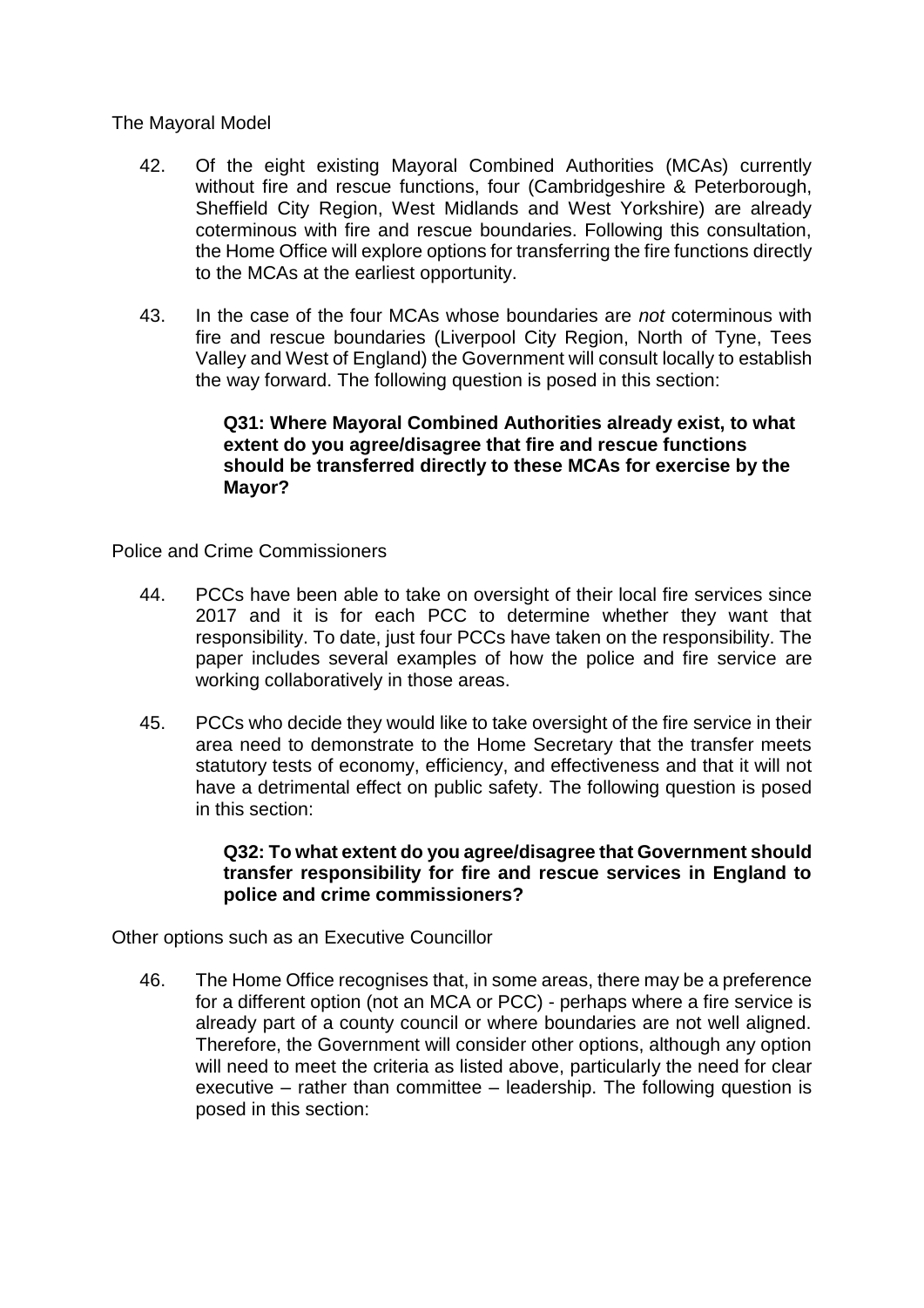## The Mayoral Model

42. Of the eight existing Mayoral Combined Authorities (MCAs) currently without fire and rescue functions, four (Cambridgeshire & Peterborough, Sheffield City Region, West Midlands and West Yorkshire) are already coterminous with fire and rescue boundaries. Following this consultation, the Home Office will explore options for transferring the fire functions directly to the MCAs at the earliest opportunity.

43. In the case of the four MCAs whose boundaries are *not* coterminous with fire and rescue boundaries (Liverpool City Region, North of Tyne, Tees Valley and West of England) the Government will consult locally to establish the way forward. The following question is posed in this section:

    **Q31: Where Mayoral Combined Authorities already exist, to what extent do you agree/disagree that fire and rescue functions should be transferred directly to these MCAs for exercise by the Mayor?**

## Police and Crime Commissioners

44. PCCs have been able to take on oversight of their local fire services since 2017 and it is for each PCC to determine whether they want that responsibility. To date, just four PCCs have taken on the responsibility. The paper includes several examples of how the police and fire service are working collaboratively in those areas.

45. PCCs who decide they would like to take oversight of the fire service in their area need to demonstrate to the Home Secretary that the transfer meets statutory tests of economy, efficiency, and effectiveness and that it will not have a detrimental effect on public safety. The following question is posed in this section:

    **Q32: To what extent do you agree/disagree that Government should transfer responsibility for fire and rescue services in England to police and crime commissioners?**

## Other options such as an Executive Councillor

46. The Home Office recognises that, in some areas, there may be a preference for a different option (not an MCA or PCC) - perhaps where a fire service is already part of a county council or where boundaries are not well aligned. Therefore, the Government will consider other options, although any option will need to meet the criteria as listed above, particularly the need for clear executive – rather than committee – leadership. The following question is posed in this section: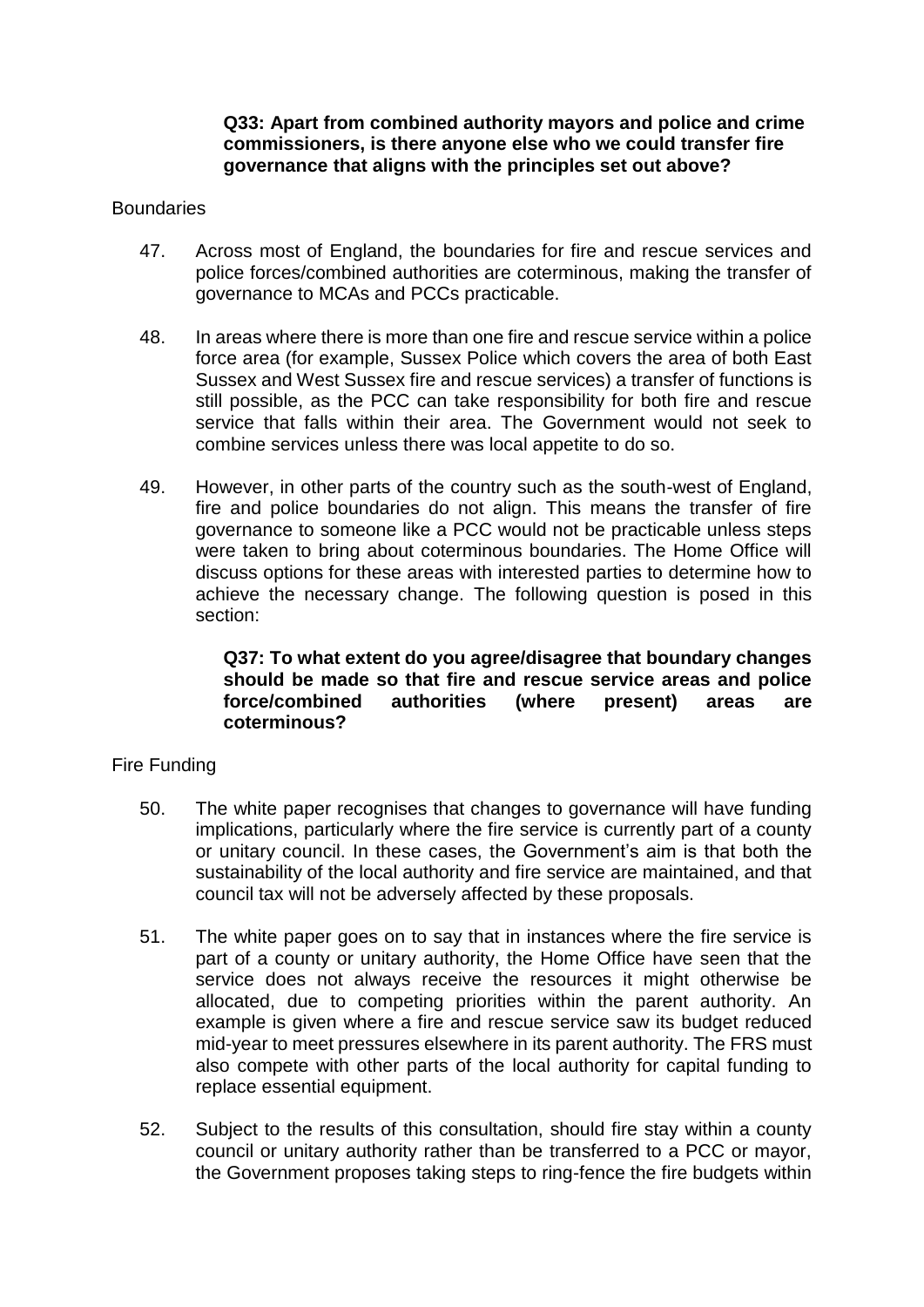**Q33: Apart from combined authority mayors and police and crime commissioners, is there anyone else who we could transfer fire governance that aligns with the principles set out above?**

Boundaries

47. Across most of England, the boundaries for fire and rescue services and police forces/combined authorities are coterminous, making the transfer of governance to MCAs and PCCs practicable.

48. In areas where there is more than one fire and rescue service within a police force area (for example, Sussex Police which covers the area of both East Sussex and West Sussex fire and rescue services) a transfer of functions is still possible, as the PCC can take responsibility for both fire and rescue service that falls within their area. The Government would not seek to combine services unless there was local appetite to do so.

49. However, in other parts of the country such as the south-west of England, fire and police boundaries do not align. This means the transfer of fire governance to someone like a PCC would not be practicable unless steps were taken to bring about coterminous boundaries. The Home Office will discuss options for these areas with interested parties to determine how to achieve the necessary change. The following question is posed in this section:

**Q37: To what extent do you agree/disagree that boundary changes should be made so that fire and rescue service areas and police force/combined authorities (where present) areas are coterminous?**

Fire Funding

50. The white paper recognises that changes to governance will have funding implications, particularly where the fire service is currently part of a county or unitary council. In these cases, the Government's aim is that both the sustainability of the local authority and fire service are maintained, and that council tax will not be adversely affected by these proposals.

51. The white paper goes on to say that in instances where the fire service is part of a county or unitary authority, the Home Office have seen that the service does not always receive the resources it might otherwise be allocated, due to competing priorities within the parent authority. An example is given where a fire and rescue service saw its budget reduced mid-year to meet pressures elsewhere in its parent authority. The FRS must also compete with other parts of the local authority for capital funding to replace essential equipment.

52. Subject to the results of this consultation, should fire stay within a county council or unitary authority rather than be transferred to a PCC or mayor, the Government proposes taking steps to ring-fence the fire budgets within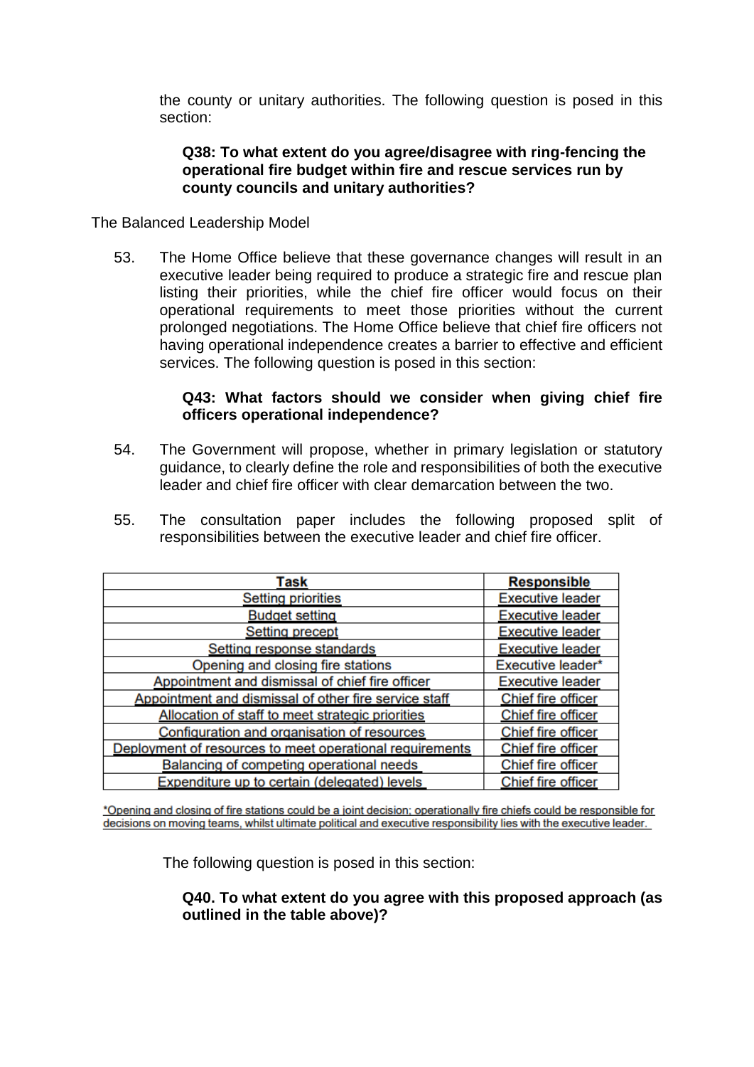the county or unitary authorities. The following question is posed in this section:

> **Q38: To what extent do you agree/disagree with ring-fencing the operational fire budget within fire and rescue services run by county councils and unitary authorities?**

The Balanced Leadership Model

53. The Home Office believe that these governance changes will result in an executive leader being required to produce a strategic fire and rescue plan listing their priorities, while the chief fire officer would focus on their operational requirements to meet those priorities without the current prolonged negotiations. The Home Office believe that chief fire officers not having operational independence creates a barrier to effective and efficient services. The following question is posed in this section:

> **Q43: What factors should we consider when giving chief fire officers operational independence?**

54. The Government will propose, whether in primary legislation or statutory guidance, to clearly define the role and responsibilities of both the executive leader and chief fire officer with clear demarcation between the two.

55. The consultation paper includes the following proposed split of responsibilities between the executive leader and chief fire officer.

| Task | Responsible |
|---|---|
| Setting priorities | Executive leader |
| Budget setting | Executive leader |
| Setting precept | Executive leader |
| Setting response standards | Executive leader |
| Opening and closing fire stations | Executive leader* |
| Appointment and dismissal of chief fire officer | Executive leader |
| Appointment and dismissal of other fire service staff | Chief fire officer |
| Allocation of staff to meet strategic priorities | Chief fire officer |
| Configuration and organisation of resources | Chief fire officer |
| Deployment of resources to meet operational requirements | Chief fire officer |
| Balancing of competing operational needs | Chief fire officer |
| Expenditure up to certain (delegated) levels | Chief fire officer |

*Opening and closing of fire stations could be a joint decision; operationally fire chiefs could be responsible for decisions on moving teams, whilst ultimate political and executive responsibility lies with the executive leader.

The following question is posed in this section:

> **Q40. To what extent do you agree with this proposed approach (as outlined in the table above)?**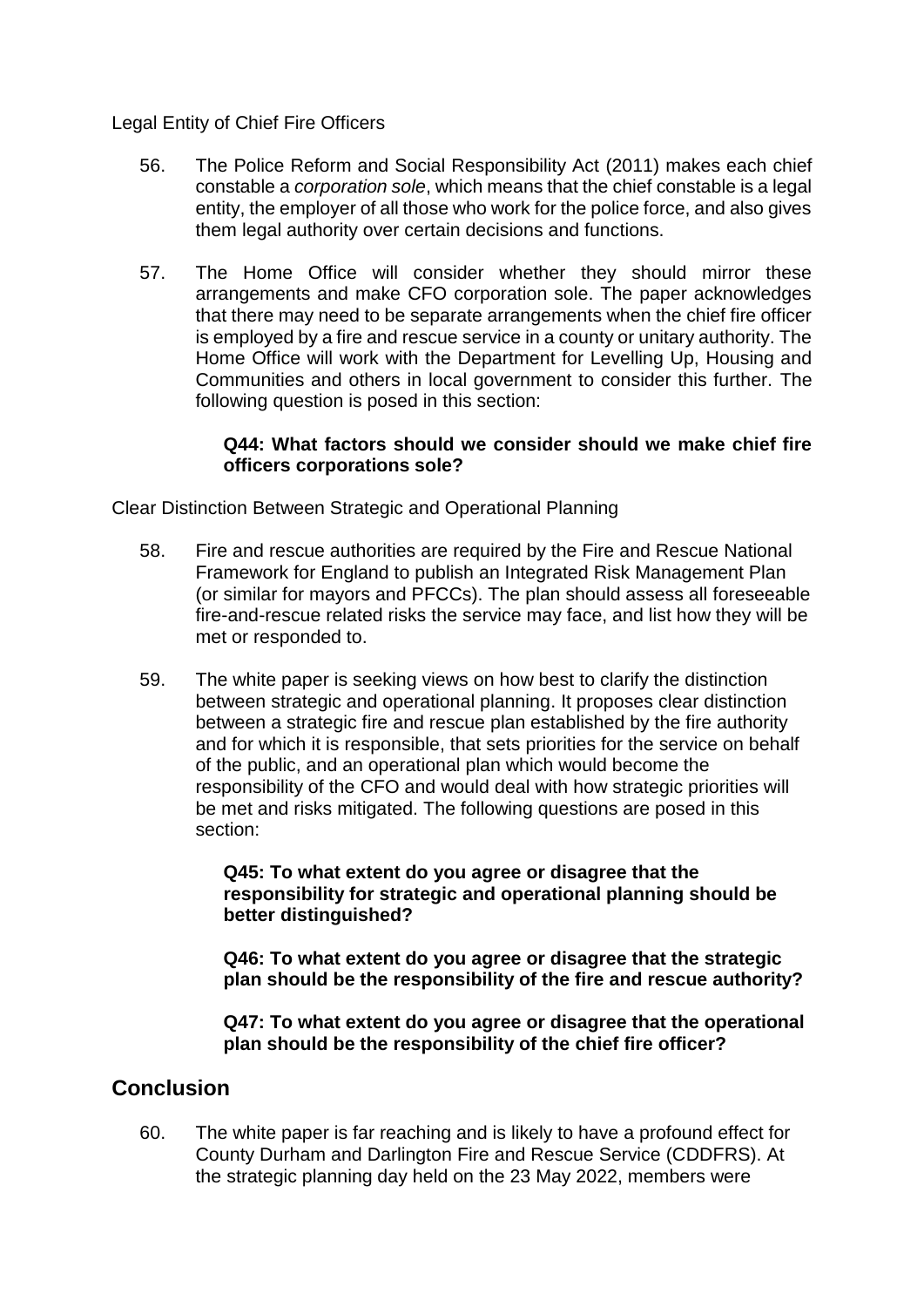Legal Entity of Chief Fire Officers

56. The Police Reform and Social Responsibility Act (2011) makes each chief constable a *corporation sole*, which means that the chief constable is a legal entity, the employer of all those who work for the police force, and also gives them legal authority over certain decisions and functions.

57. The Home Office will consider whether they should mirror these arrangements and make CFO corporation sole. The paper acknowledges that there may need to be separate arrangements when the chief fire officer is employed by a fire and rescue service in a county or unitary authority. The Home Office will work with the Department for Levelling Up, Housing and Communities and others in local government to consider this further. The following question is posed in this section:

    **Q44: What factors should we consider should we make chief fire officers corporations sole?**

Clear Distinction Between Strategic and Operational Planning

58. Fire and rescue authorities are required by the Fire and Rescue National Framework for England to publish an Integrated Risk Management Plan (or similar for mayors and PFCCs). The plan should assess all foreseeable fire-and-rescue related risks the service may face, and list how they will be met or responded to.

59. The white paper is seeking views on how best to clarify the distinction between strategic and operational planning. It proposes clear distinction between a strategic fire and rescue plan established by the fire authority and for which it is responsible, that sets priorities for the service on behalf of the public, and an operational plan which would become the responsibility of the CFO and would deal with how strategic priorities will be met and risks mitigated. The following questions are posed in this section:

    **Q45: To what extent do you agree or disagree that the responsibility for strategic and operational planning should be better distinguished?**

    **Q46: To what extent do you agree or disagree that the strategic plan should be the responsibility of the fire and rescue authority?**

    **Q47: To what extent do you agree or disagree that the operational plan should be the responsibility of the chief fire officer?**

## Conclusion

60. The white paper is far reaching and is likely to have a profound effect for County Durham and Darlington Fire and Rescue Service (CDDFRS). At the strategic planning day held on the 23 May 2022, members were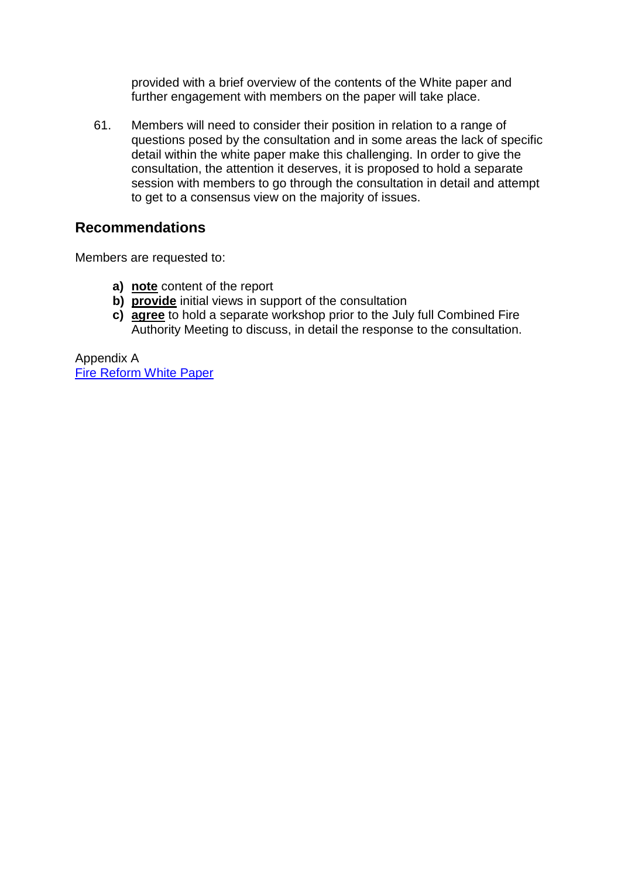provided with a brief overview of the contents of the White paper and further engagement with members on the paper will take place.

61. Members will need to consider their position in relation to a range of questions posed by the consultation and in some areas the lack of specific detail within the white paper make this challenging. In order to give the consultation, the attention it deserves, it is proposed to hold a separate session with members to go through the consultation in detail and attempt to get to a consensus view on the majority of issues.

## Recommendations

Members are requested to:

- **a)** **note** content of the report
- **b)** **provide** initial views in support of the consultation
- **c)** **agree** to hold a separate workshop prior to the July full Combined Fire Authority Meeting to discuss, in detail the response to the consultation.

Appendix A
Fire Reform White Paper